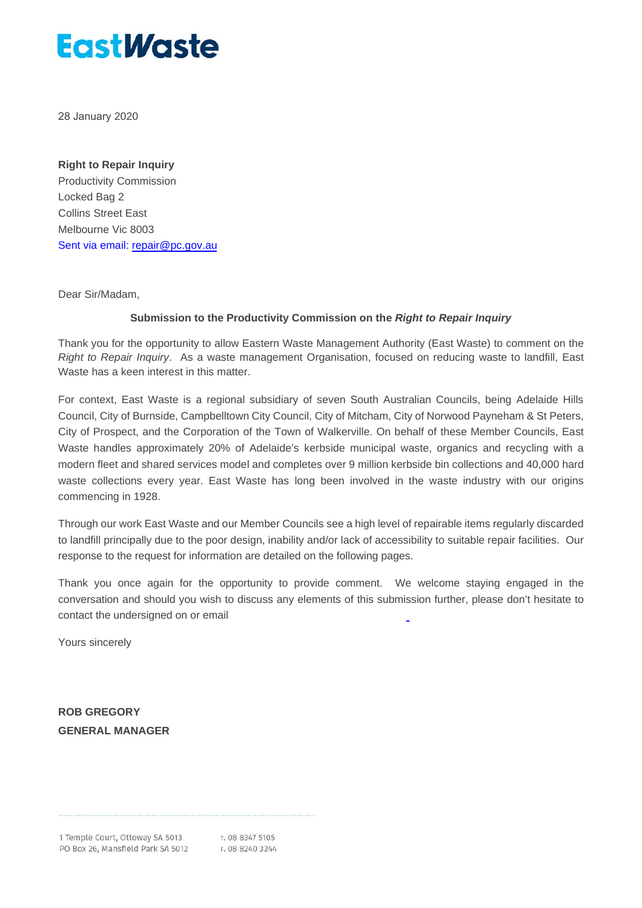EastWaste

28 January 2020

**Right to Repair Inquiry**
Productivity Commission
Locked Bag 2
Collins Street East
Melbourne Vic 8003
Sent via email: repair@pc.gov.au

Dear Sir/Madam,

**Submission to the Productivity Commission on the *Right to Repair Inquiry***

Thank you for the opportunity to allow Eastern Waste Management Authority (East Waste) to comment on the *Right to Repair Inquiry*. As a waste management Organisation, focused on reducing waste to landfill, East Waste has a keen interest in this matter.

For context, East Waste is a regional subsidiary of seven South Australian Councils, being Adelaide Hills Council, City of Burnside, Campbelltown City Council, City of Mitcham, City of Norwood Payneham & St Peters, City of Prospect, and the Corporation of the Town of Walkerville. On behalf of these Member Councils, East Waste handles approximately 20% of Adelaide's kerbside municipal waste, organics and recycling with a modern fleet and shared services model and completes over 9 million kerbside bin collections and 40,000 hard waste collections every year. East Waste has long been involved in the waste industry with our origins commencing in 1928.

Through our work East Waste and our Member Councils see a high level of repairable items regularly discarded to landfill principally due to the poor design, inability and/or lack of accessibility to suitable repair facilities. Our response to the request for information are detailed on the following pages.

Thank you once again for the opportunity to provide comment. We welcome staying engaged in the conversation and should you wish to discuss any elements of this submission further, please don't hesitate to contact the undersigned on or email

Yours sincerely

**ROB GREGORY**
**GENERAL MANAGER**

1 Temple Court, Ottoway SA 5013
PO Box 26, Mansfield Park SA 5012

T. 08 8347 5105
F. 08 8240 3244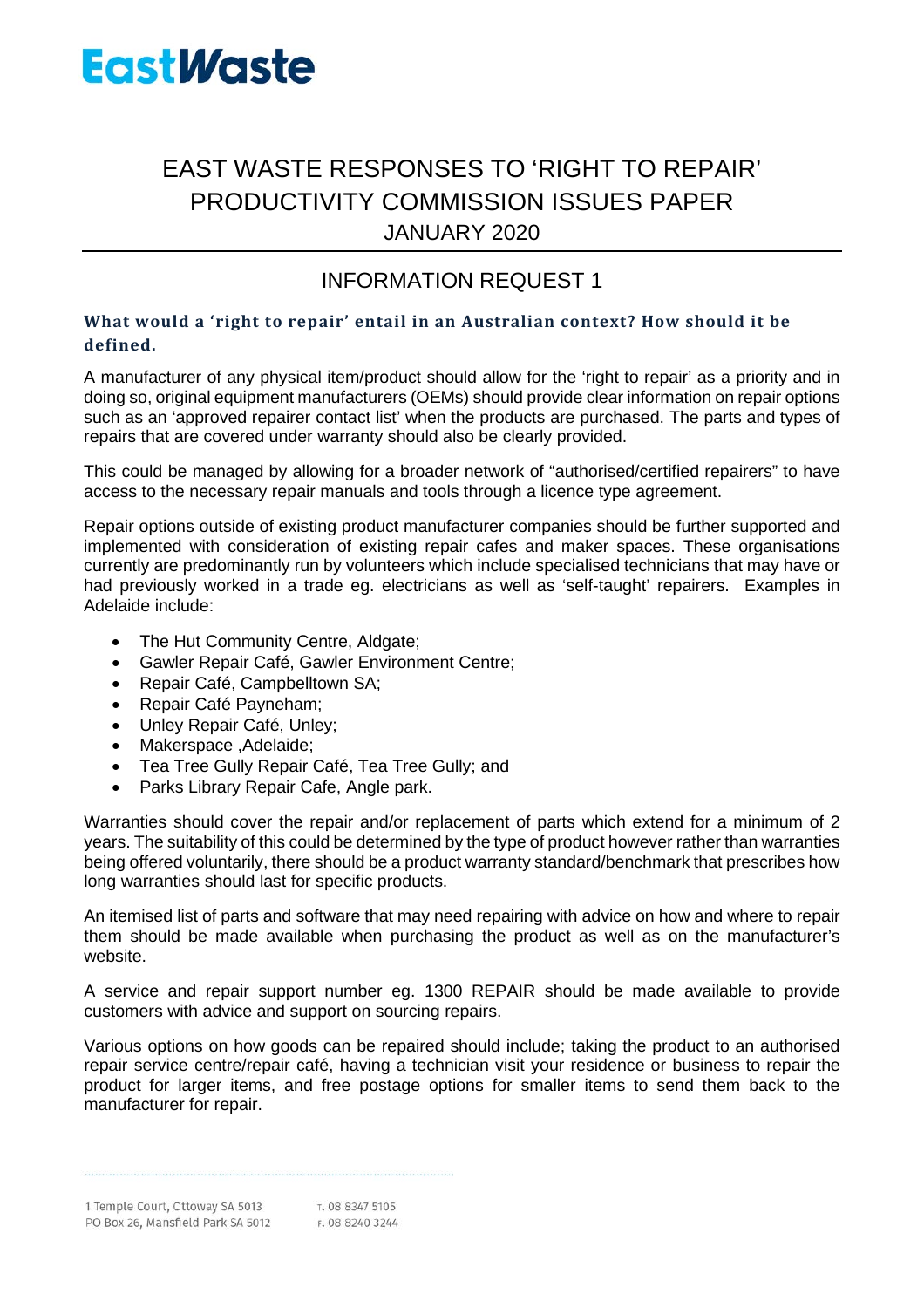# EastWaste

# EAST WASTE RESPONSES TO 'RIGHT TO REPAIR' PRODUCTIVITY COMMISSION ISSUES PAPER

JANUARY 2020

## INFORMATION REQUEST 1

### What would a 'right to repair' entail in an Australian context? How should it be defined.

A manufacturer of any physical item/product should allow for the 'right to repair' as a priority and in doing so, original equipment manufacturers (OEMs) should provide clear information on repair options such as an 'approved repairer contact list' when the products are purchased. The parts and types of repairs that are covered under warranty should also be clearly provided.

This could be managed by allowing for a broader network of "authorised/certified repairers" to have access to the necessary repair manuals and tools through a licence type agreement.

Repair options outside of existing product manufacturer companies should be further supported and implemented with consideration of existing repair cafes and maker spaces. These organisations currently are predominantly run by volunteers which include specialised technicians that may have or had previously worked in a trade eg. electricians as well as 'self-taught' repairers. Examples in Adelaide include:

- The Hut Community Centre, Aldgate;
- Gawler Repair Café, Gawler Environment Centre;
- Repair Café, Campbelltown SA;
- Repair Café Payneham;
- Unley Repair Café, Unley;
- Makerspace ,Adelaide;
- Tea Tree Gully Repair Café, Tea Tree Gully; and
- Parks Library Repair Cafe, Angle park.

Warranties should cover the repair and/or replacement of parts which extend for a minimum of 2 years. The suitability of this could be determined by the type of product however rather than warranties being offered voluntarily, there should be a product warranty standard/benchmark that prescribes how long warranties should last for specific products.

An itemised list of parts and software that may need repairing with advice on how and where to repair them should be made available when purchasing the product as well as on the manufacturer's website.

A service and repair support number eg. 1300 REPAIR should be made available to provide customers with advice and support on sourcing repairs.

Various options on how goods can be repaired should include; taking the product to an authorised repair service centre/repair café, having a technician visit your residence or business to repair the product for larger items, and free postage options for smaller items to send them back to the manufacturer for repair.

1 Temple Court, Ottoway SA 5013
PO Box 26, Mansfield Park SA 5012

T. 08 8347 5105
F. 08 8240 3244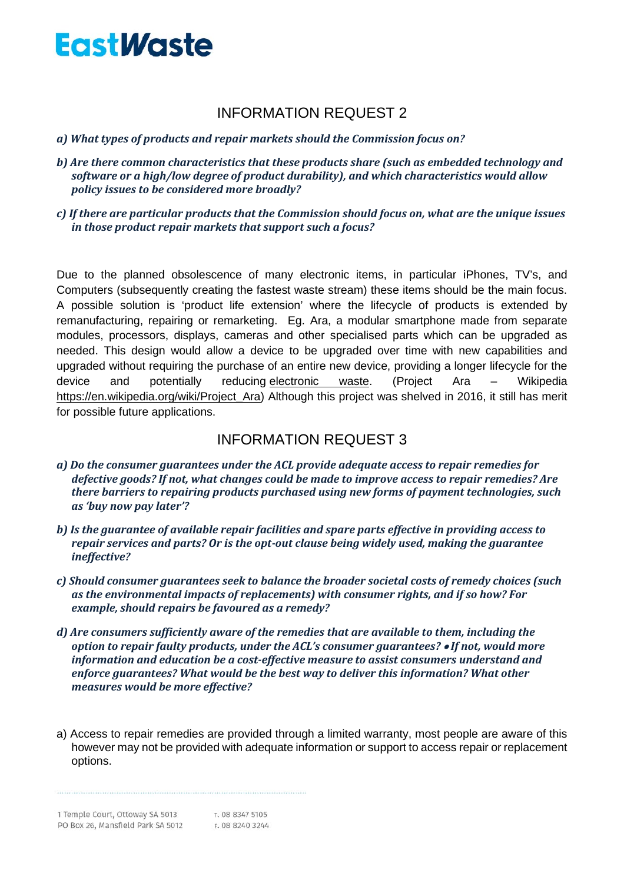# EastWaste

## INFORMATION REQUEST 2

*a) What types of products and repair markets should the Commission focus on?*

*b) Are there common characteristics that these products share (such as embedded technology and software or a high/low degree of product durability), and which characteristics would allow policy issues to be considered more broadly?*

*c) If there are particular products that the Commission should focus on, what are the unique issues in those product repair markets that support such a focus?*

Due to the planned obsolescence of many electronic items, in particular iPhones, TV's, and Computers (subsequently creating the fastest waste stream) these items should be the main focus. A possible solution is 'product life extension' where the lifecycle of products is extended by remanufacturing, repairing or remarketing. Eg. Ara, a modular smartphone made from separate modules, processors, displays, cameras and other specialised parts which can be upgraded as needed. This design would allow a device to be upgraded over time with new capabilities and upgraded without requiring the purchase of an entire new device, providing a longer lifecycle for the device and potentially reducing electronic waste. (Project Ara – Wikipedia https://en.wikipedia.org/wiki/Project_Ara) Although this project was shelved in 2016, it still has merit for possible future applications.

## INFORMATION REQUEST 3

*a) Do the consumer guarantees under the ACL provide adequate access to repair remedies for defective goods? If not, what changes could be made to improve access to repair remedies? Are there barriers to repairing products purchased using new forms of payment technologies, such as 'buy now pay later'?*

*b) Is the guarantee of available repair facilities and spare parts effective in providing access to repair services and parts? Or is the opt-out clause being widely used, making the guarantee ineffective?*

*c) Should consumer guarantees seek to balance the broader societal costs of remedy choices (such as the environmental impacts of replacements) with consumer rights, and if so how? For example, should repairs be favoured as a remedy?*

*d) Are consumers sufficiently aware of the remedies that are available to them, including the option to repair faulty products, under the ACL's consumer guarantees? • If not, would more information and education be a cost-effective measure to assist consumers understand and enforce guarantees? What would be the best way to deliver this information? What other measures would be more effective?*

a) Access to repair remedies are provided through a limited warranty, most people are aware of this however may not be provided with adequate information or support to access repair or replacement options.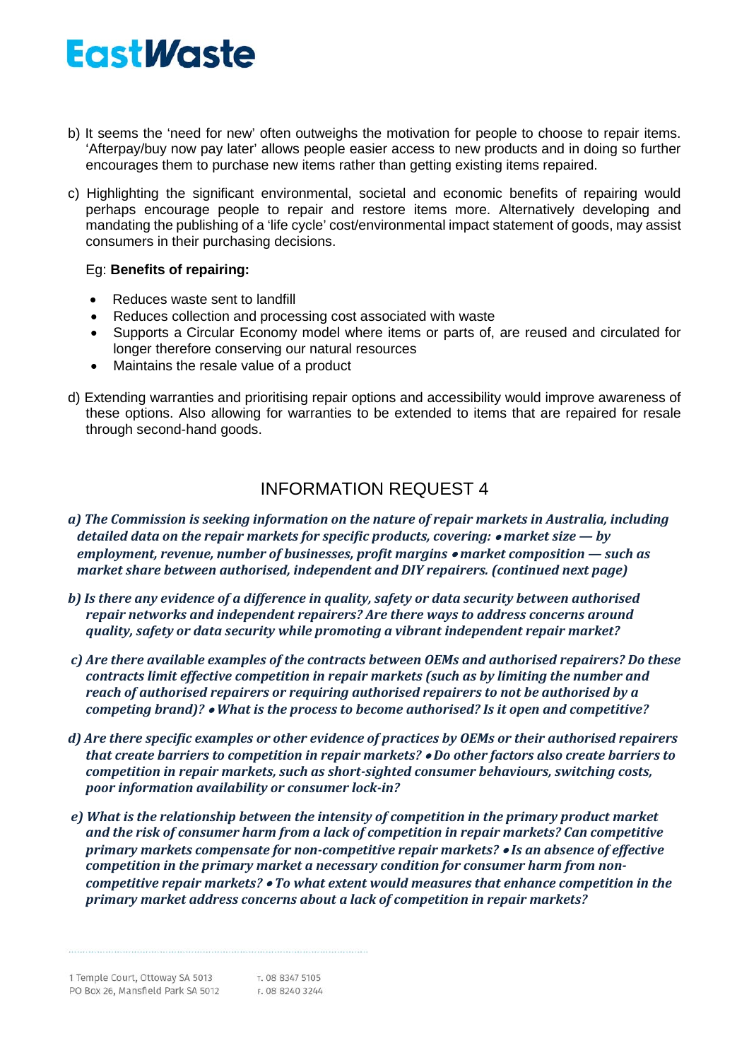b) It seems the 'need for new' often outweighs the motivation for people to choose to repair items. 'Afterpay/buy now pay later' allows people easier access to new products and in doing so further encourages them to purchase new items rather than getting existing items repaired.

c) Highlighting the significant environmental, societal and economic benefits of repairing would perhaps encourage people to repair and restore items more. Alternatively developing and mandating the publishing of a 'life cycle' cost/environmental impact statement of goods, may assist consumers in their purchasing decisions.

   Eg: **Benefits of repairing:**

   - Reduces waste sent to landfill
   - Reduces collection and processing cost associated with waste
   - Supports a Circular Economy model where items or parts of, are reused and circulated for longer therefore conserving our natural resources
   - Maintains the resale value of a product

d) Extending warranties and prioritising repair options and accessibility would improve awareness of these options. Also allowing for warranties to be extended to items that are repaired for resale through second-hand goods.

## INFORMATION REQUEST 4

***a) The Commission is seeking information on the nature of repair markets in Australia, including detailed data on the repair markets for specific products, covering: • market size — by employment, revenue, number of businesses, profit margins • market composition — such as market share between authorised, independent and DIY repairers. (continued next page)***

***b) Is there any evidence of a difference in quality, safety or data security between authorised repair networks and independent repairers? Are there ways to address concerns around quality, safety or data security while promoting a vibrant independent repair market?***

***c) Are there available examples of the contracts between OEMs and authorised repairers? Do these contracts limit effective competition in repair markets (such as by limiting the number and reach of authorised repairers or requiring authorised repairers to not be authorised by a competing brand)? • What is the process to become authorised? Is it open and competitive?***

***d) Are there specific examples or other evidence of practices by OEMs or their authorised repairers that create barriers to competition in repair markets? • Do other factors also create barriers to competition in repair markets, such as short-sighted consumer behaviours, switching costs, poor information availability or consumer lock-in?***

***e) What is the relationship between the intensity of competition in the primary product market and the risk of consumer harm from a lack of competition in repair markets? Can competitive primary markets compensate for non-competitive repair markets? • Is an absence of effective competition in the primary market a necessary condition for consumer harm from non-competitive repair markets? • To what extent would measures that enhance competition in the primary market address concerns about a lack of competition in repair markets?***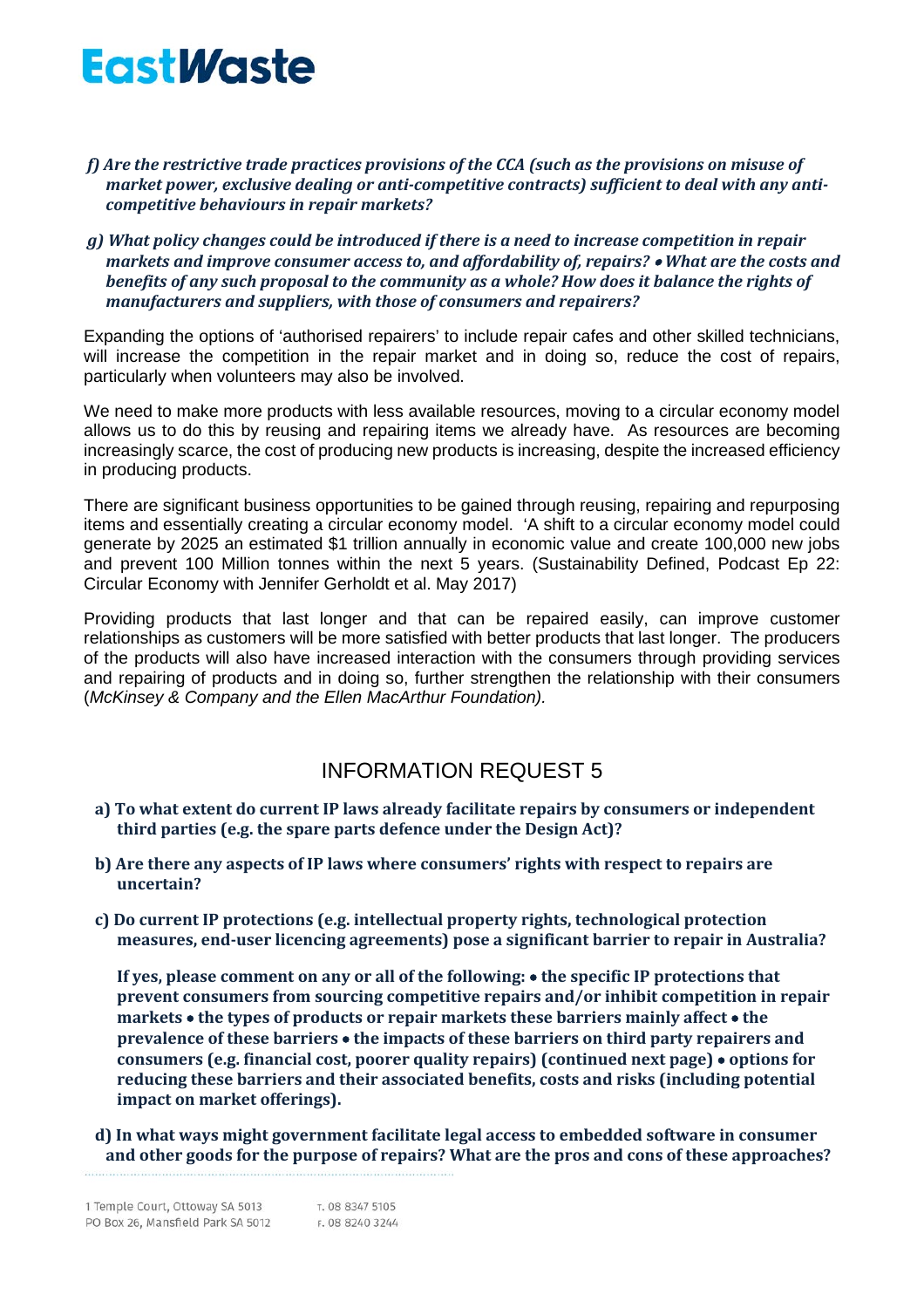*f) Are the restrictive trade practices provisions of the CCA (such as the provisions on misuse of market power, exclusive dealing or anti-competitive contracts) sufficient to deal with any anti-competitive behaviours in repair markets?*

*g) What policy changes could be introduced if there is a need to increase competition in repair markets and improve consumer access to, and affordability of, repairs? • What are the costs and benefits of any such proposal to the community as a whole? How does it balance the rights of manufacturers and suppliers, with those of consumers and repairers?*

Expanding the options of 'authorised repairers' to include repair cafes and other skilled technicians, will increase the competition in the repair market and in doing so, reduce the cost of repairs, particularly when volunteers may also be involved.

We need to make more products with less available resources, moving to a circular economy model allows us to do this by reusing and repairing items we already have. As resources are becoming increasingly scarce, the cost of producing new products is increasing, despite the increased efficiency in producing products.

There are significant business opportunities to be gained through reusing, repairing and repurposing items and essentially creating a circular economy model. 'A shift to a circular economy model could generate by 2025 an estimated $1 trillion annually in economic value and create 100,000 new jobs and prevent 100 Million tonnes within the next 5 years. (Sustainability Defined, Podcast Ep 22: Circular Economy with Jennifer Gerholdt et al. May 2017)

Providing products that last longer and that can be repaired easily, can improve customer relationships as customers will be more satisfied with better products that last longer. The producers of the products will also have increased interaction with the consumers through providing services and repairing of products and in doing so, further strengthen the relationship with their consumers (*McKinsey & Company and the Ellen MacArthur Foundation).*

## INFORMATION REQUEST 5

**a) To what extent do current IP laws already facilitate repairs by consumers or independent third parties (e.g. the spare parts defence under the Design Act)?**

**b) Are there any aspects of IP laws where consumers' rights with respect to repairs are uncertain?**

**c) Do current IP protections (e.g. intellectual property rights, technological protection measures, end-user licencing agreements) pose a significant barrier to repair in Australia?**

**If yes, please comment on any or all of the following: • the specific IP protections that prevent consumers from sourcing competitive repairs and/or inhibit competition in repair markets • the types of products or repair markets these barriers mainly affect • the prevalence of these barriers • the impacts of these barriers on third party repairers and consumers (e.g. financial cost, poorer quality repairs) (continued next page) • options for reducing these barriers and their associated benefits, costs and risks (including potential impact on market offerings).**

**d) In what ways might government facilitate legal access to embedded software in consumer and other goods for the purpose of repairs? What are the pros and cons of these approaches?**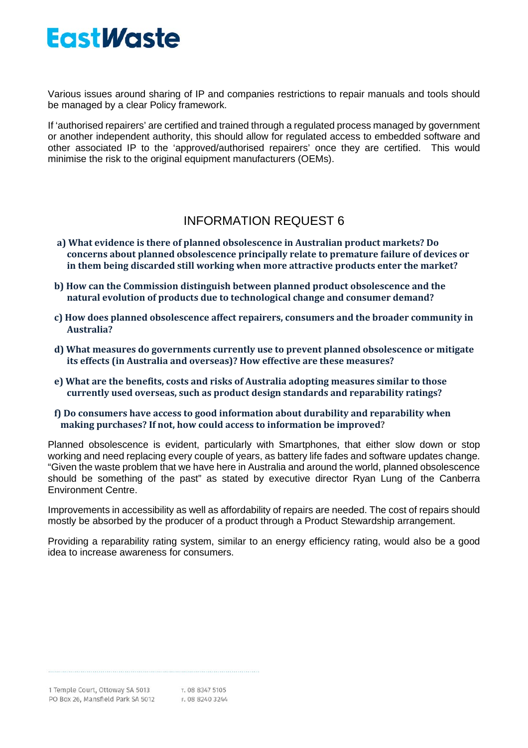Various issues around sharing of IP and companies restrictions to repair manuals and tools should be managed by a clear Policy framework.

If 'authorised repairers' are certified and trained through a regulated process managed by government or another independent authority, this should allow for regulated access to embedded software and other associated IP to the 'approved/authorised repairers' once they are certified. This would minimise the risk to the original equipment manufacturers (OEMs).

## INFORMATION REQUEST 6

**a) What evidence is there of planned obsolescence in Australian product markets? Do concerns about planned obsolescence principally relate to premature failure of devices or in them being discarded still working when more attractive products enter the market?**

**b) How can the Commission distinguish between planned product obsolescence and the natural evolution of products due to technological change and consumer demand?**

**c) How does planned obsolescence affect repairers, consumers and the broader community in Australia?**

**d) What measures do governments currently use to prevent planned obsolescence or mitigate its effects (in Australia and overseas)? How effective are these measures?**

**e) What are the benefits, costs and risks of Australia adopting measures similar to those currently used overseas, such as product design standards and reparability ratings?**

**f) Do consumers have access to good information about durability and reparability when making purchases? If not, how could access to information be improved?**

Planned obsolescence is evident, particularly with Smartphones, that either slow down or stop working and need replacing every couple of years, as battery life fades and software updates change. "Given the waste problem that we have here in Australia and around the world, planned obsolescence should be something of the past" as stated by executive director Ryan Lung of the Canberra Environment Centre.

Improvements in accessibility as well as affordability of repairs are needed. The cost of repairs should mostly be absorbed by the producer of a product through a Product Stewardship arrangement.

Providing a reparability rating system, similar to an energy efficiency rating, would also be a good idea to increase awareness for consumers.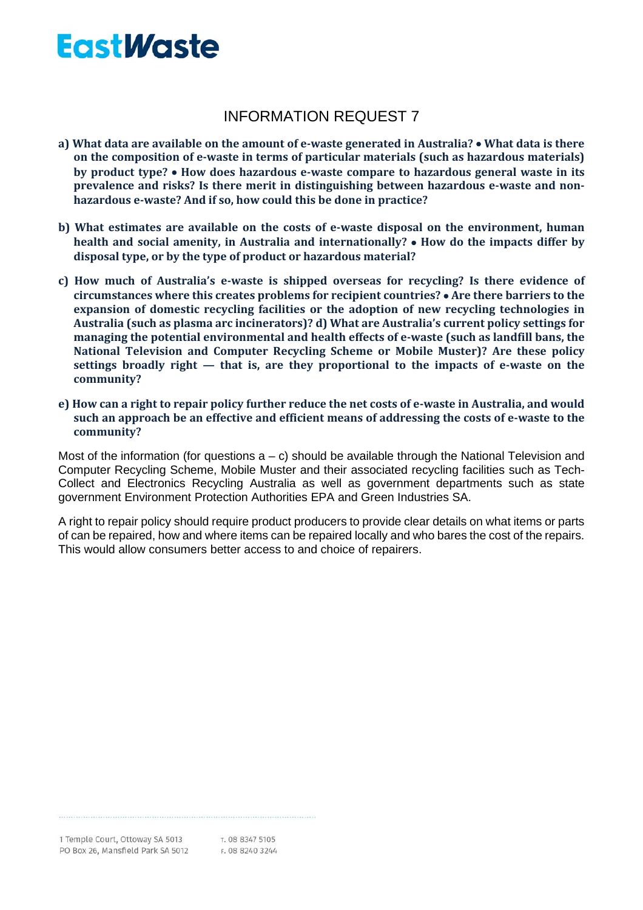# EastWaste

## INFORMATION REQUEST 7

**a) What data are available on the amount of e-waste generated in Australia? • What data is there on the composition of e-waste in terms of particular materials (such as hazardous materials) by product type? • How does hazardous e-waste compare to hazardous general waste in its prevalence and risks? Is there merit in distinguishing between hazardous e-waste and non-hazardous e-waste? And if so, how could this be done in practice?**

**b) What estimates are available on the costs of e-waste disposal on the environment, human health and social amenity, in Australia and internationally? • How do the impacts differ by disposal type, or by the type of product or hazardous material?**

**c) How much of Australia's e-waste is shipped overseas for recycling? Is there evidence of circumstances where this creates problems for recipient countries? • Are there barriers to the expansion of domestic recycling facilities or the adoption of new recycling technologies in Australia (such as plasma arc incinerators)? d) What are Australia's current policy settings for managing the potential environmental and health effects of e-waste (such as landfill bans, the National Television and Computer Recycling Scheme or Mobile Muster)? Are these policy settings broadly right — that is, are they proportional to the impacts of e-waste on the community?**

**e) How can a right to repair policy further reduce the net costs of e-waste in Australia, and would such an approach be an effective and efficient means of addressing the costs of e-waste to the community?**

Most of the information (for questions a – c) should be available through the National Television and Computer Recycling Scheme, Mobile Muster and their associated recycling facilities such as Tech-Collect and Electronics Recycling Australia as well as government departments such as state government Environment Protection Authorities EPA and Green Industries SA.

A right to repair policy should require product producers to provide clear details on what items or parts of can be repaired, how and where items can be repaired locally and who bares the cost of the repairs. This would allow consumers better access to and choice of repairers.